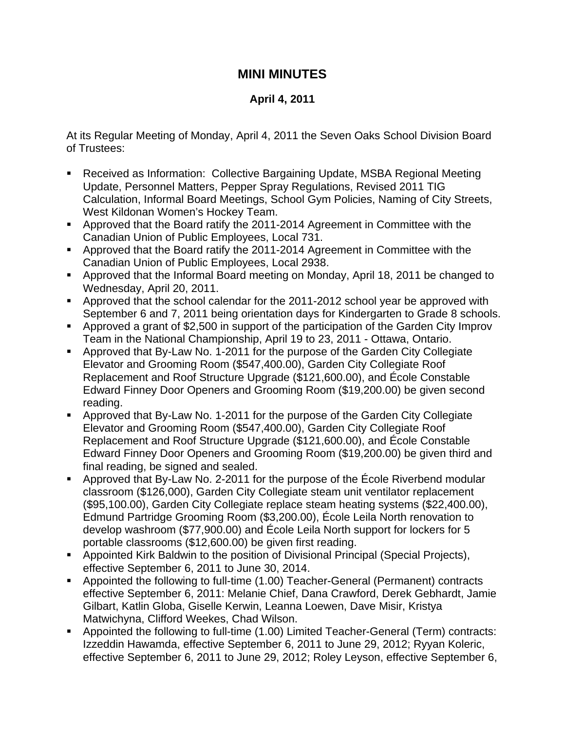# MINI MINUTES

**April 4, 2011**

At its Regular Meeting of Monday, April 4, 2011 the Seven Oaks School Division Board of Trustees:

- Received as Information: Collective Bargaining Update, MSBA Regional Meeting Update, Personnel Matters, Pepper Spray Regulations, Revised 2011 TIG Calculation, Informal Board Meetings, School Gym Policies, Naming of City Streets, West Kildonan Women's Hockey Team.
- Approved that the Board ratify the 2011-2014 Agreement in Committee with the Canadian Union of Public Employees, Local 731.
- Approved that the Board ratify the 2011-2014 Agreement in Committee with the Canadian Union of Public Employees, Local 2938.
- Approved that the Informal Board meeting on Monday, April 18, 2011 be changed to Wednesday, April 20, 2011.
- Approved that the school calendar for the 2011-2012 school year be approved with September 6 and 7, 2011 being orientation days for Kindergarten to Grade 8 schools.
- Approved a grant of $2,500 in support of the participation of the Garden City Improv Team in the National Championship, April 19 to 23, 2011 - Ottawa, Ontario.
- Approved that By-Law No. 1-2011 for the purpose of the Garden City Collegiate Elevator and Grooming Room ($547,400.00), Garden City Collegiate Roof Replacement and Roof Structure Upgrade ($121,600.00), and École Constable Edward Finney Door Openers and Grooming Room ($19,200.00) be given second reading.
- Approved that By-Law No. 1-2011 for the purpose of the Garden City Collegiate Elevator and Grooming Room ($547,400.00), Garden City Collegiate Roof Replacement and Roof Structure Upgrade ($121,600.00), and École Constable Edward Finney Door Openers and Grooming Room ($19,200.00) be given third and final reading, be signed and sealed.
- Approved that By-Law No. 2-2011 for the purpose of the École Riverbend modular classroom ($126,000), Garden City Collegiate steam unit ventilator replacement ($95,100.00), Garden City Collegiate replace steam heating systems ($22,400.00), Edmund Partridge Grooming Room ($3,200.00), École Leila North renovation to develop washroom ($77,900.00) and École Leila North support for lockers for 5 portable classrooms ($12,600.00) be given first reading.
- Appointed Kirk Baldwin to the position of Divisional Principal (Special Projects), effective September 6, 2011 to June 30, 2014.
- Appointed the following to full-time (1.00) Teacher-General (Permanent) contracts effective September 6, 2011: Melanie Chief, Dana Crawford, Derek Gebhardt, Jamie Gilbart, Katlin Globa, Giselle Kerwin, Leanna Loewen, Dave Misir, Kristya Matwichyna, Clifford Weekes, Chad Wilson.
- Appointed the following to full-time (1.00) Limited Teacher-General (Term) contracts: Izzeddin Hawamda, effective September 6, 2011 to June 29, 2012; Ryyan Koleric, effective September 6, 2011 to June 29, 2012; Roley Leyson, effective September 6,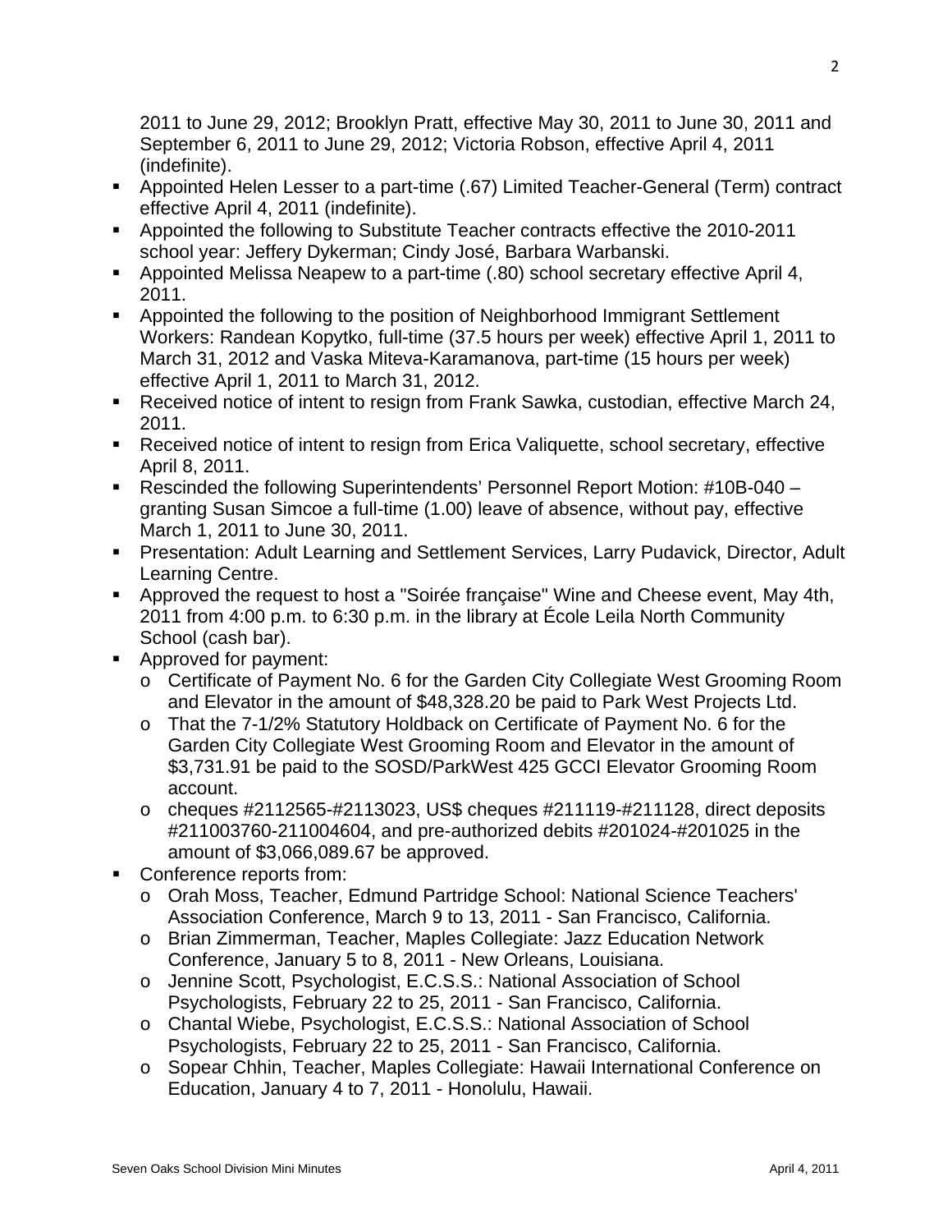2011 to June 29, 2012; Brooklyn Pratt, effective May 30, 2011 to June 30, 2011 and September 6, 2011 to June 29, 2012; Victoria Robson, effective April 4, 2011 (indefinite).

- Appointed Helen Lesser to a part-time (.67) Limited Teacher-General (Term) contract effective April 4, 2011 (indefinite).
- Appointed the following to Substitute Teacher contracts effective the 2010-2011 school year: Jeffery Dykerman; Cindy José, Barbara Warbanski.
- Appointed Melissa Neapew to a part-time (.80) school secretary effective April 4, 2011.
- Appointed the following to the position of Neighborhood Immigrant Settlement Workers: Randean Kopytko, full-time (37.5 hours per week) effective April 1, 2011 to March 31, 2012 and Vaska Miteva-Karamanova, part-time (15 hours per week) effective April 1, 2011 to March 31, 2012.
- Received notice of intent to resign from Frank Sawka, custodian, effective March 24, 2011.
- Received notice of intent to resign from Erica Valiquette, school secretary, effective April 8, 2011.
- Rescinded the following Superintendents' Personnel Report Motion: #10B-040 – granting Susan Simcoe a full-time (1.00) leave of absence, without pay, effective March 1, 2011 to June 30, 2011.
- Presentation: Adult Learning and Settlement Services, Larry Pudavick, Director, Adult Learning Centre.
- Approved the request to host a "Soirée française" Wine and Cheese event, May 4th, 2011 from 4:00 p.m. to 6:30 p.m. in the library at École Leila North Community School (cash bar).
- Approved for payment:
  - Certificate of Payment No. 6 for the Garden City Collegiate West Grooming Room and Elevator in the amount of $48,328.20 be paid to Park West Projects Ltd.
  - That the 7-1/2% Statutory Holdback on Certificate of Payment No. 6 for the Garden City Collegiate West Grooming Room and Elevator in the amount of $3,731.91 be paid to the SOSD/ParkWest 425 GCCI Elevator Grooming Room account.
  - cheques #2112565-#2113023, US$ cheques #211119-#211128, direct deposits #211003760-211004604, and pre-authorized debits #201024-#201025 in the amount of $3,066,089.67 be approved.
- Conference reports from:
  - Orah Moss, Teacher, Edmund Partridge School: National Science Teachers' Association Conference, March 9 to 13, 2011 - San Francisco, California.
  - Brian Zimmerman, Teacher, Maples Collegiate: Jazz Education Network Conference, January 5 to 8, 2011 - New Orleans, Louisiana.
  - Jennine Scott, Psychologist, E.C.S.S.: National Association of School Psychologists, February 22 to 25, 2011 - San Francisco, California.
  - Chantal Wiebe, Psychologist, E.C.S.S.: National Association of School Psychologists, February 22 to 25, 2011 - San Francisco, California.
  - Sopear Chhin, Teacher, Maples Collegiate: Hawaii International Conference on Education, January 4 to 7, 2011 - Honolulu, Hawaii.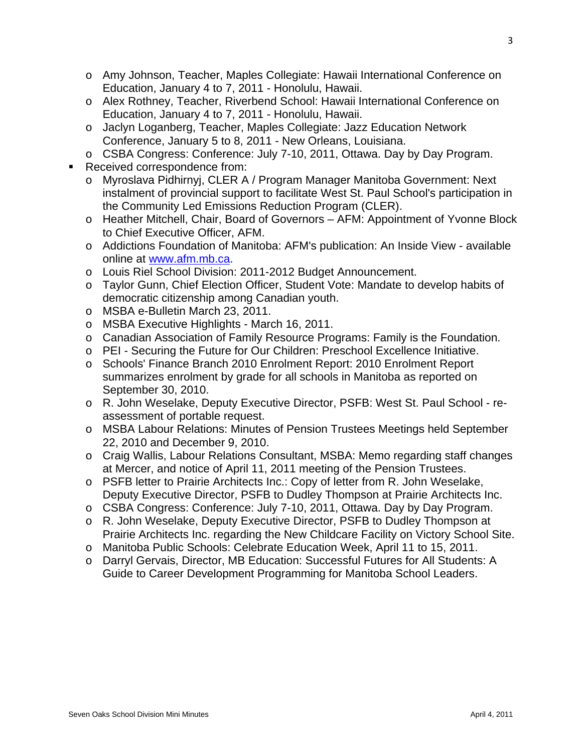- Amy Johnson, Teacher, Maples Collegiate: Hawaii International Conference on Education, January 4 to 7, 2011 - Honolulu, Hawaii.
  - Alex Rothney, Teacher, Riverbend School: Hawaii International Conference on Education, January 4 to 7, 2011 - Honolulu, Hawaii.
  - Jaclyn Loganberg, Teacher, Maples Collegiate: Jazz Education Network Conference, January 5 to 8, 2011 - New Orleans, Louisiana.
  - CSBA Congress: Conference: July 7-10, 2011, Ottawa. Day by Day Program.
- Received correspondence from:
  - Myroslava Pidhirnyj, CLER A / Program Manager Manitoba Government: Next instalment of provincial support to facilitate West St. Paul School's participation in the Community Led Emissions Reduction Program (CLER).
  - Heather Mitchell, Chair, Board of Governors – AFM: Appointment of Yvonne Block to Chief Executive Officer, AFM.
  - Addictions Foundation of Manitoba: AFM's publication: An Inside View - available online at [www.afm.mb.ca](http://www.afm.mb.ca).
  - Louis Riel School Division: 2011-2012 Budget Announcement.
  - Taylor Gunn, Chief Election Officer, Student Vote: Mandate to develop habits of democratic citizenship among Canadian youth.
  - MSBA e-Bulletin March 23, 2011.
  - MSBA Executive Highlights - March 16, 2011.
  - Canadian Association of Family Resource Programs: Family is the Foundation.
  - PEI - Securing the Future for Our Children: Preschool Excellence Initiative.
  - Schools' Finance Branch 2010 Enrolment Report: 2010 Enrolment Report summarizes enrolment by grade for all schools in Manitoba as reported on September 30, 2010.
  - R. John Weselake, Deputy Executive Director, PSFB: West St. Paul School - re-assessment of portable request.
  - MSBA Labour Relations: Minutes of Pension Trustees Meetings held September 22, 2010 and December 9, 2010.
  - Craig Wallis, Labour Relations Consultant, MSBA: Memo regarding staff changes at Mercer, and notice of April 11, 2011 meeting of the Pension Trustees.
  - PSFB letter to Prairie Architects Inc.: Copy of letter from R. John Weselake, Deputy Executive Director, PSFB to Dudley Thompson at Prairie Architects Inc.
  - CSBA Congress: Conference: July 7-10, 2011, Ottawa. Day by Day Program.
  - R. John Weselake, Deputy Executive Director, PSFB to Dudley Thompson at Prairie Architects Inc. regarding the New Childcare Facility on Victory School Site.
  - Manitoba Public Schools: Celebrate Education Week, April 11 to 15, 2011.
  - Darryl Gervais, Director, MB Education: Successful Futures for All Students: A Guide to Career Development Programming for Manitoba School Leaders.